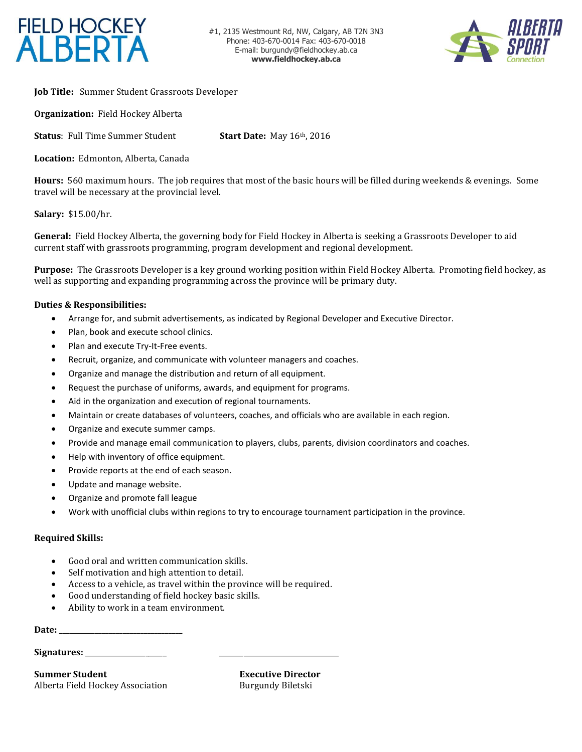# FIELD HOCKEY ALBERTA

#1, 2135 Westmount Rd, NW, Calgary, AB T2N 3N3
Phone: 403-670-0014 Fax: 403-670-0018
E-mail: burgundy@fieldhockey.ab.ca
**www.fieldhockey.ab.ca**

ALBERTA SPORT Connection

**Job Title:** Summer Student Grassroots Developer

**Organization:** Field Hockey Alberta

**Status**: Full Time Summer Student **Start Date:** May 16th, 2016

**Location:** Edmonton, Alberta, Canada

**Hours:** 560 maximum hours. The job requires that most of the basic hours will be filled during weekends & evenings. Some travel will be necessary at the provincial level.

**Salary:** $15.00/hr.

**General:** Field Hockey Alberta, the governing body for Field Hockey in Alberta is seeking a Grassroots Developer to aid current staff with grassroots programming, program development and regional development.

**Purpose:** The Grassroots Developer is a key ground working position within Field Hockey Alberta. Promoting field hockey, as well as supporting and expanding programming across the province will be primary duty.

**Duties & Responsibilities:**

- Arrange for, and submit advertisements, as indicated by Regional Developer and Executive Director.
- Plan, book and execute school clinics.
- Plan and execute Try-It-Free events.
- Recruit, organize, and communicate with volunteer managers and coaches.
- Organize and manage the distribution and return of all equipment.
- Request the purchase of uniforms, awards, and equipment for programs.
- Aid in the organization and execution of regional tournaments.
- Maintain or create databases of volunteers, coaches, and officials who are available in each region.
- Organize and execute summer camps.
- Provide and manage email communication to players, clubs, parents, division coordinators and coaches.
- Help with inventory of office equipment.
- Provide reports at the end of each season.
- Update and manage website.
- Organize and promote fall league
- Work with unofficial clubs within regions to try to encourage tournament participation in the province.

**Required Skills:**

- Good oral and written communication skills.
- Self motivation and high attention to detail.
- Access to a vehicle, as travel within the province will be required.
- Good understanding of field hockey basic skills.
- Ability to work in a team environment.

**Date:** ______________________________

**Signatures:** ____________________ ______________________________

**Summer Student**
Alberta Field Hockey Association

**Executive Director**
Burgundy Biletski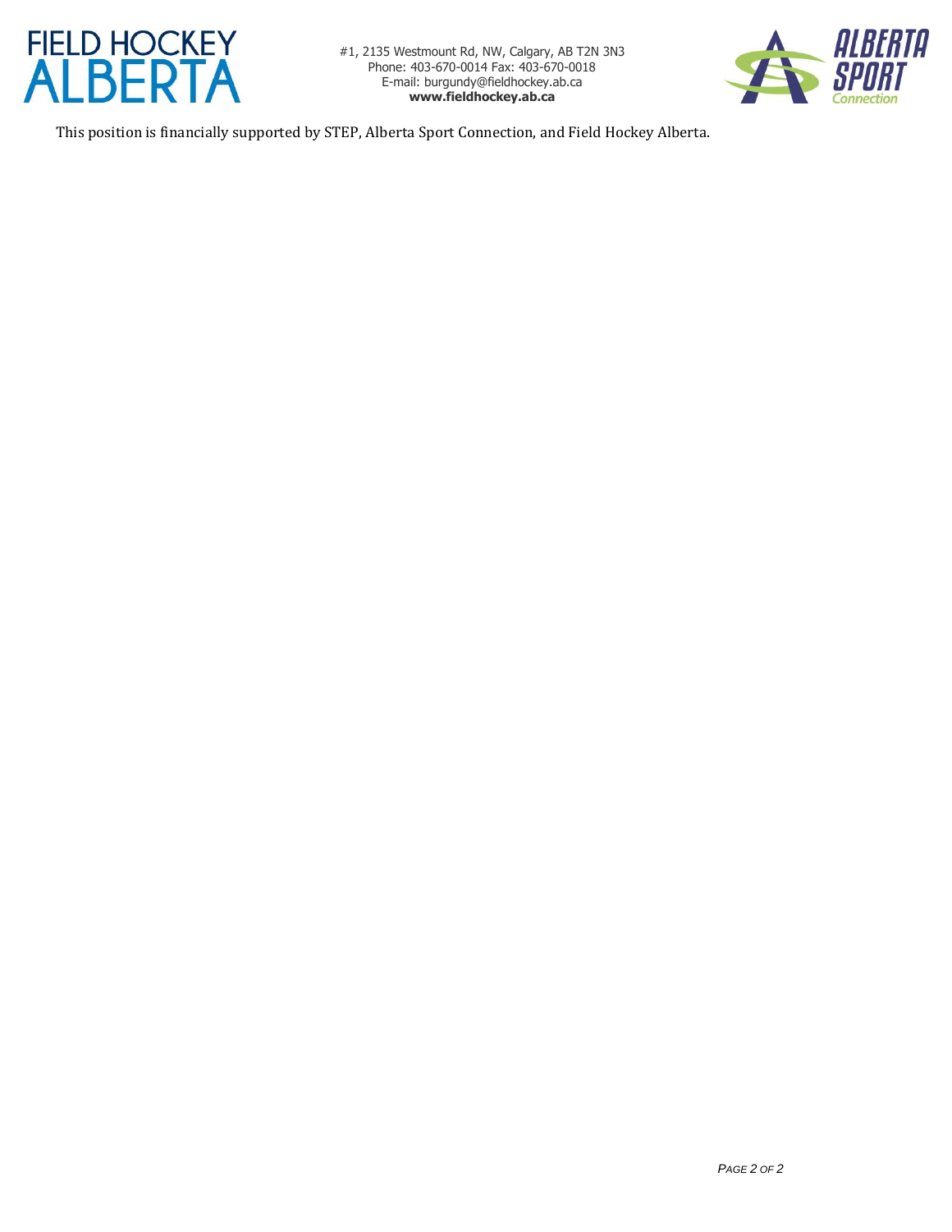This position is financially supported by STEP, Alberta Sport Connection, and Field Hockey Alberta.